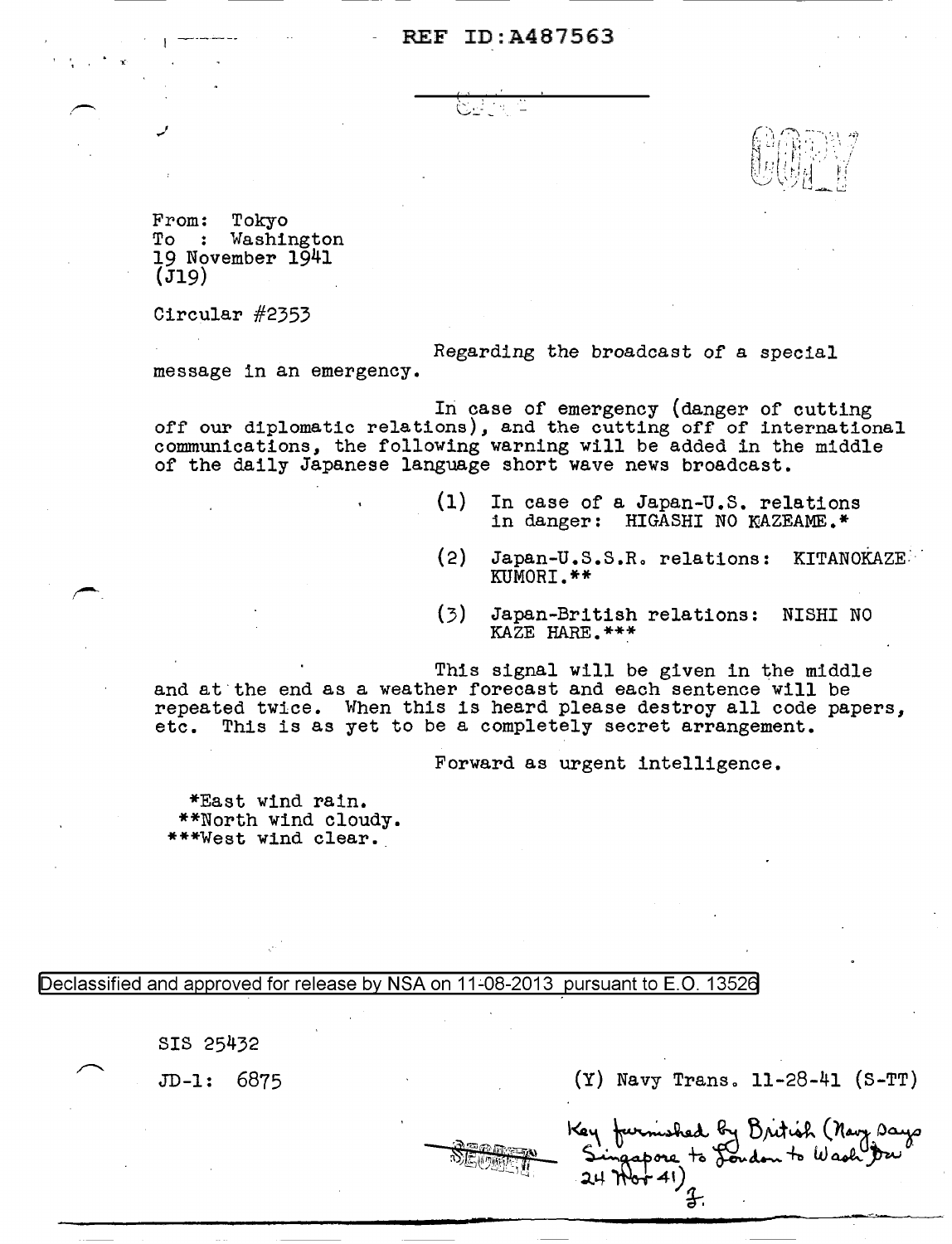REF ID:A487563

COPY

From: Tokyo
To : Washington
19 November 1941
(J19)

Circular #2353

Regarding the broadcast of a special message in an emergency.

In case of emergency (danger of cutting off our diplomatic relations), and the cutting off of international communications, the following warning will be added in the middle of the daily Japanese language short wave news broadcast.

(1) In case of a Japan-U.S. relations in danger: HIGASHI NO KAZEAME.*

(2) Japan-U.S.S.R. relations: KITANOKAZE KUMORI.**

(3) Japan-British relations: NISHI NO KAZE HARE.***

This signal will be given in the middle and at the end as a weather forecast and each sentence will be repeated twice. When this is heard please destroy all code papers, etc. This is as yet to be a completely secret arrangement.

Forward as urgent intelligence.

*East wind rain.
**North wind cloudy.
***West wind clear.

Declassified and approved for release by NSA on 11-08-2013 pursuant to E.O. 13526

SIS 25432

JD-1: 6875

(Y) Navy Trans. 11-28-41 (S-TT)

SECRET

Key furnished by British (Navy says Singapore to London to Wash Dec 24 Nov 41)
F.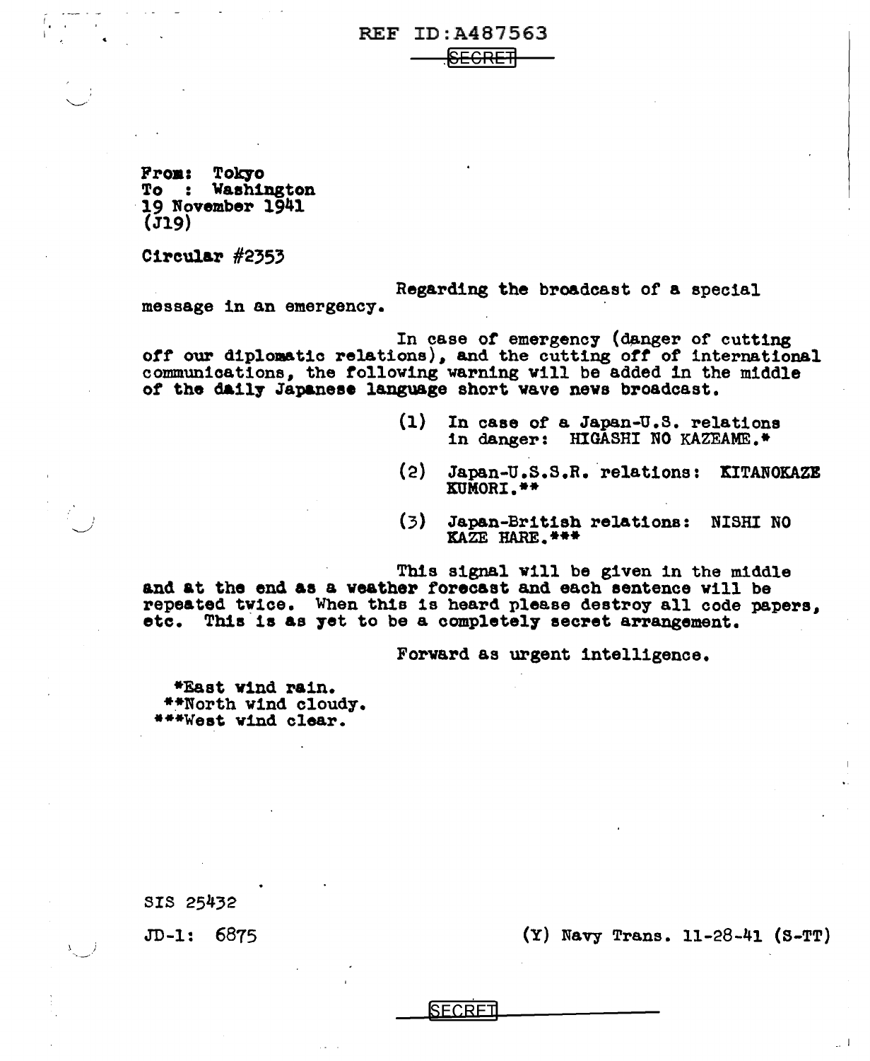REF ID:A487563

SECRET

From: Tokyo
To : Washington
19 November 1941
(J19)

Circular #2353

Regarding the broadcast of a special message in an emergency.

In case of emergency (danger of cutting off our diplomatic relations), and the cutting off of international communications, the following warning will be added in the middle of the daily Japanese language short wave news broadcast.

(1) In case of a Japan-U.S. relations in danger: HIGASHI NO KAZEAME.*

(2) Japan-U.S.S.R. relations: KITANOKAZE KUMORI.**

(3) Japan-British relations: NISHI NO KAZE HARE.***

This signal will be given in the middle and at the end as a weather forecast and each sentence will be repeated twice. When this is heard please destroy all code papers, etc. This is as yet to be a completely secret arrangement.

Forward as urgent intelligence.

*East wind rain.
**North wind cloudy.
***West wind clear.

SIS 25432

JD-1: 6875

(Y) Navy Trans. 11-28-41 (S-TT)

SECRET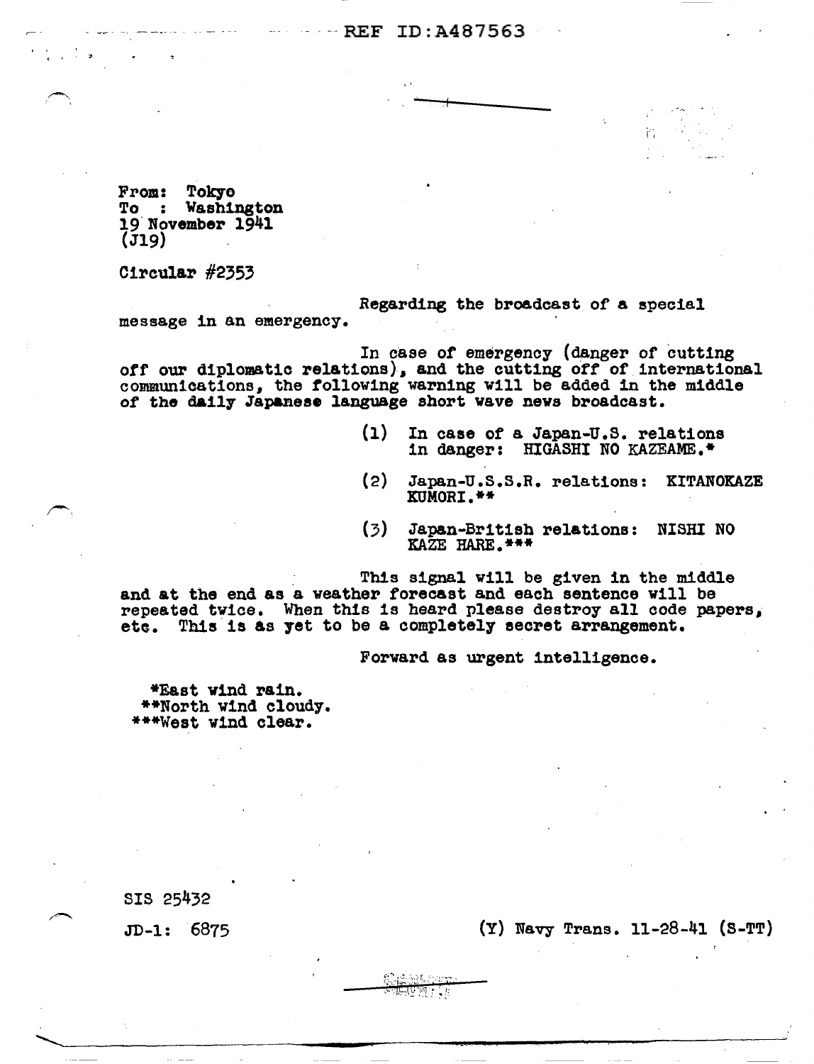REF ID:A487563

From: Tokyo
To : Washington
19 November 1941
(J19)

Circular #2353

Regarding the broadcast of a special message in an emergency.

In case of emergency (danger of cutting off our diplomatic relations), and the cutting off of international communications, the following warning will be added in the middle of the daily Japanese language short wave news broadcast.

(1) In case of a Japan-U.S. relations in danger: HIGASHI NO KAZEAME.*

(2) Japan-U.S.S.R. relations: KITANOKAZE KUMORI.**

(3) Japan-British relations: NISHI NO KAZE HARE.***

This signal will be given in the middle and at the end as a weather forecast and each sentence will be repeated twice. When this is heard please destroy all code papers, etc. This is as yet to be a completely secret arrangement.

Forward as urgent intelligence.

*East wind rain.
**North wind cloudy.
***West wind clear.

SIS 25432

JD-1: 6875

(Y) Navy Trans. 11-28-41 (S-TT)